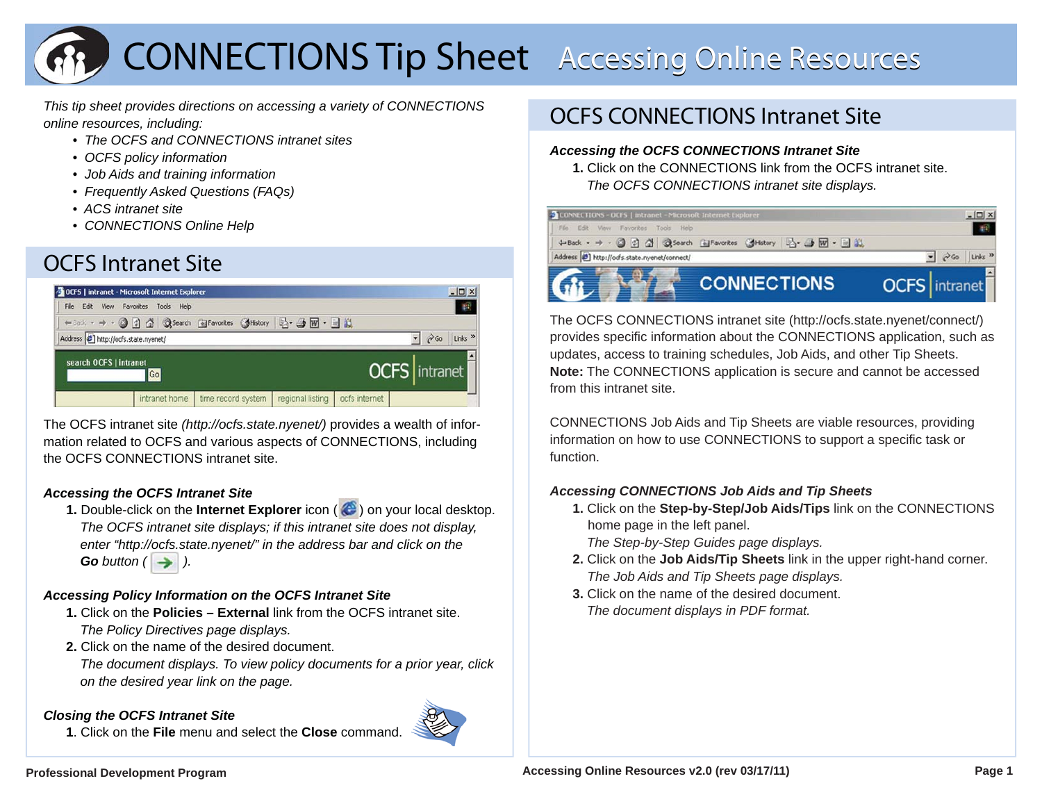# CONNECTIONS Tip Sheet — Accessing Online Resources

*This tip sheet provides directions on accessing a variety of CONNECTIONS online resources, including:*

- *The OCFS and CONNECTIONS intranet sites*
- *OCFS policy information*
- *Job Aids and training information*
- *Frequently Asked Questions (FAQs)*
- *ACS intranet site*
- *CONNECTIONS Online Help*

## OCFS Intranet Site

The OCFS intranet site *(http://ocfs.state.nyenet/)* provides a wealth of information related to OCFS and various aspects of CONNECTIONS, including the OCFS CONNECTIONS intranet site.

### *Accessing the OCFS Intranet Site*

1. Double-click on the **Internet Explorer** icon ( ) on your local desktop.
   *The OCFS intranet site displays; if this intranet site does not display, enter "http://ocfs.state.nyenet/" in the address bar and click on the* ***Go*** *button ( ).*

### *Accessing Policy Information on the OCFS Intranet Site*

1. Click on the **Policies – External** link from the OCFS intranet site.
   *The Policy Directives page displays.*
2. Click on the name of the desired document.
   *The document displays. To view policy documents for a prior year, click on the desired year link on the page.*

### *Closing the OCFS Intranet Site*

1. Click on the **File** menu and select the **Close** command.

## OCFS CONNECTIONS Intranet Site

### *Accessing the OCFS CONNECTIONS Intranet Site*

1. Click on the CONNECTIONS link from the OCFS intranet site.
   *The OCFS CONNECTIONS intranet site displays.*

The OCFS CONNECTIONS intranet site (http://ocfs.state.nyenet/connect/) provides specific information about the CONNECTIONS application, such as updates, access to training schedules, Job Aids, and other Tip Sheets. **Note:** The CONNECTIONS application is secure and cannot be accessed from this intranet site.

CONNECTIONS Job Aids and Tip Sheets are viable resources, providing information on how to use CONNECTIONS to support a specific task or function.

### *Accessing CONNECTIONS Job Aids and Tip Sheets*

1. Click on the **Step-by-Step/Job Aids/Tips** link on the CONNECTIONS home page in the left panel.
   *The Step-by-Step Guides page displays.*
2. Click on the **Job Aids/Tip Sheets** link in the upper right-hand corner.
   *The Job Aids and Tip Sheets page displays.*
3. Click on the name of the desired document.
   *The document displays in PDF format.*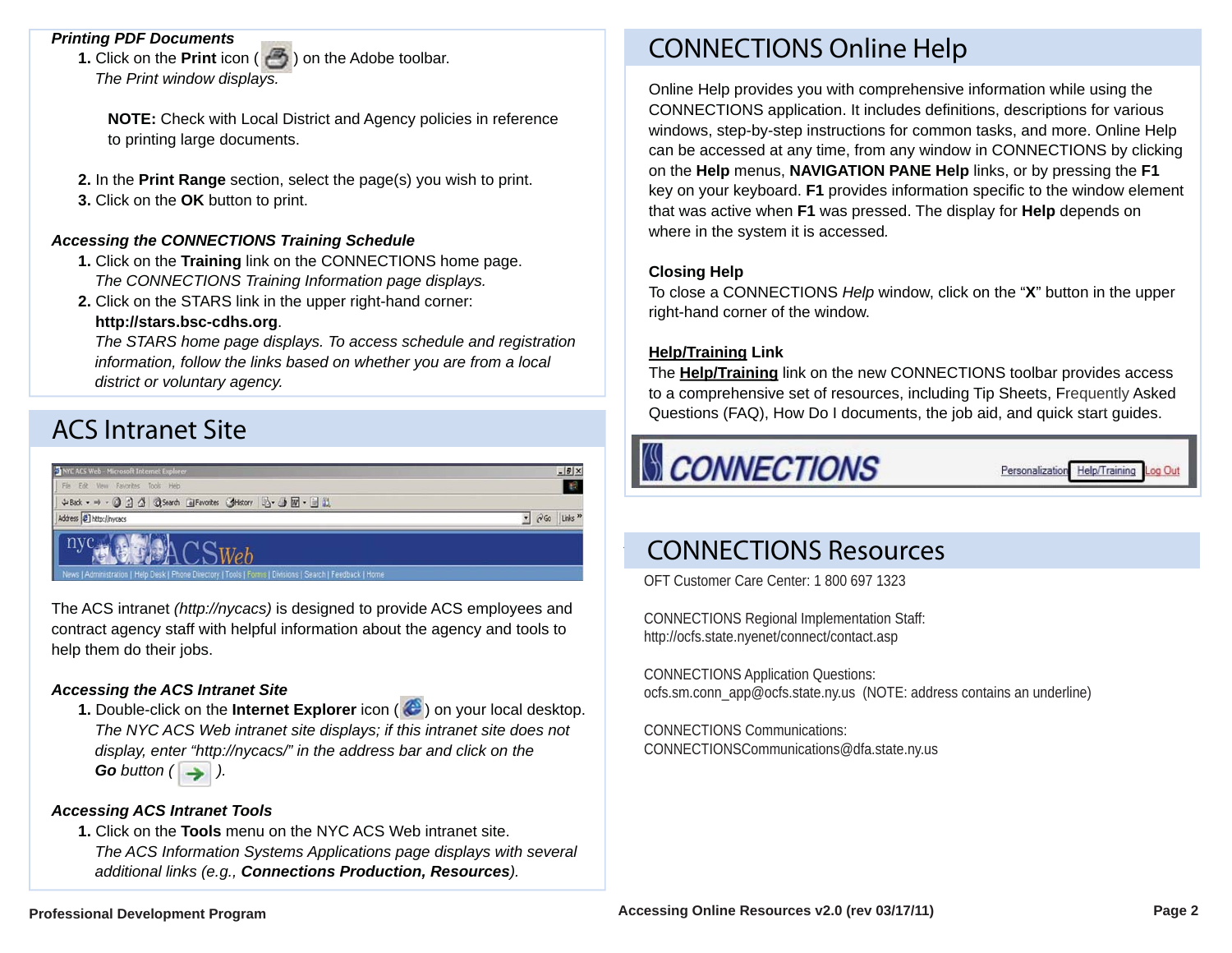### *Printing PDF Documents*

1. Click on the **Print** icon ( ) on the Adobe toolbar.
   *The Print window displays.*

   **NOTE:** Check with Local District and Agency policies in reference to printing large documents.

2. In the **Print Range** section, select the page(s) you wish to print.
3. Click on the **OK** button to print.

### *Accessing the CONNECTIONS Training Schedule*

1. Click on the **Training** link on the CONNECTIONS home page.
   *The CONNECTIONS Training Information page displays.*
2. Click on the STARS link in the upper right-hand corner: **http://stars.bsc-cdhs.org**.
   *The STARS home page displays. To access schedule and registration information, follow the links based on whether you are from a local district or voluntary agency.*

## ACS Intranet Site

The ACS intranet *(http://nycacs)* is designed to provide ACS employees and contract agency staff with helpful information about the agency and tools to help them do their jobs.

### *Accessing the ACS Intranet Site*

1. Double-click on the **Internet Explorer** icon ( ) on your local desktop.
   *The NYC ACS Web intranet site displays; if this intranet site does not display, enter "http://nycacs/" in the address bar and click on the* ***Go*** *button ( ).*

### *Accessing ACS Intranet Tools*

1. Click on the **Tools** menu on the NYC ACS Web intranet site.
   *The ACS Information Systems Applications page displays with several additional links (e.g.,* ***Connections Production, Resources****).*

## CONNECTIONS Online Help

Online Help provides you with comprehensive information while using the CONNECTIONS application. It includes definitions, descriptions for various windows, step-by-step instructions for common tasks, and more. Online Help can be accessed at any time, from any window in CONNECTIONS by clicking on the **Help** menus, **NAVIGATION PANE Help** links, or by pressing the **F1** key on your keyboard. **F1** provides information specific to the window element that was active when **F1** was pressed. The display for **Help** depends on where in the system it is accessed.

**Closing Help**

To close a CONNECTIONS *Help* window, click on the "**X**" button in the upper right-hand corner of the window.

**Help/Training Link**

The **Help/Training** link on the new CONNECTIONS toolbar provides access to a comprehensive set of resources, including Tip Sheets, Frequently Asked Questions (FAQ), How Do I documents, the job aid, and quick start guides.

## CONNECTIONS Resources

OFT Customer Care Center: 1 800 697 1323

CONNECTIONS Regional Implementation Staff:
http://ocfs.state.nyenet/connect/contact.asp

CONNECTIONS Application Questions:
ocfs.sm.conn_app@ocfs.state.ny.us (NOTE: address contains an underline)

CONNECTIONS Communications:
CONNECTIONSCommunications@dfa.state.ny.us